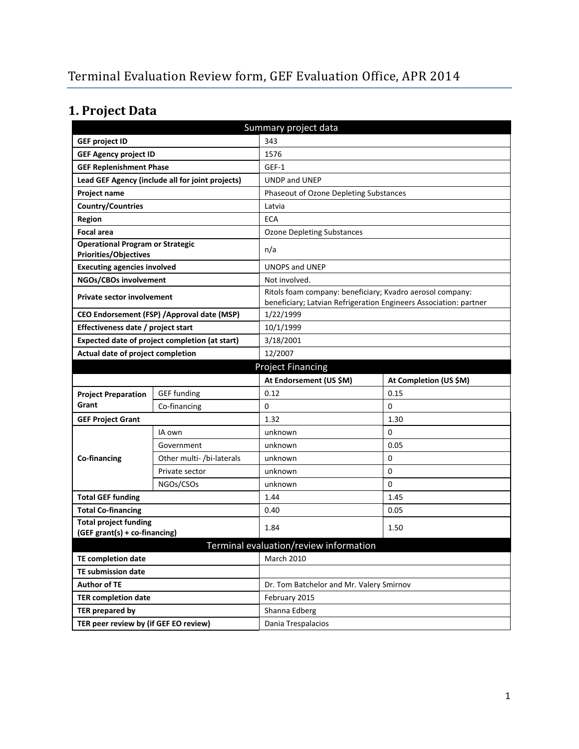# Terminal Evaluation Review form, GEF Evaluation Office, APR 2014

## 1. Project Data

| Summary project data | | | |
|---|---|---|---|
| **GEF project ID** | | 343 | |
| **GEF Agency project ID** | | 1576 | |
| **GEF Replenishment Phase** | | GEF-1 | |
| **Lead GEF Agency (include all for joint projects)** | | UNDP and UNEP | |
| **Project name** | | Phaseout of Ozone Depleting Substances | |
| **Country/Countries** | | Latvia | |
| **Region** | | ECA | |
| **Focal area** | | Ozone Depleting Substances | |
| **Operational Program or Strategic Priorities/Objectives** | | n/a | |
| **Executing agencies involved** | | UNOPS and UNEP | |
| **NGOs/CBOs involvement** | | Not involved. | |
| **Private sector involvement** | | Ritols foam company: beneficiary; Kvadro aerosol company: beneficiary; Latvian Refrigeration Engineers Association: partner | |
| **CEO Endorsement (FSP) /Approval date (MSP)** | | 1/22/1999 | |
| **Effectiveness date / project start** | | 10/1/1999 | |
| **Expected date of project completion (at start)** | | 3/18/2001 | |
| **Actual date of project completion** | | 12/2007 | |
| **Project Financing** | | | |
| | | **At Endorsement (US $M)** | **At Completion (US $M)** |
| **Project Preparation Grant** | GEF funding | 0.12 | 0.15 |
| | Co-financing | 0 | 0 |
| **GEF Project Grant** | | 1.32 | 1.30 |
| **Co-financing** | IA own | unknown | 0 |
| | Government | unknown | 0.05 |
| | Other multi- /bi-laterals | unknown | 0 |
| | Private sector | unknown | 0 |
| | NGOs/CSOs | unknown | 0 |
| **Total GEF funding** | | 1.44 | 1.45 |
| **Total Co-financing** | | 0.40 | 0.05 |
| **Total project funding (GEF grant(s) + co-financing)** | | 1.84 | 1.50 |
| **Terminal evaluation/review information** | | | |
| **TE completion date** | | March 2010 | |
| **TE submission date** | | | |
| **Author of TE** | | Dr. Tom Batchelor and Mr. Valery Smirnov | |
| **TER completion date** | | February 2015 | |
| **TER prepared by** | | Shanna Edberg | |
| **TER peer review by (if GEF EO review)** | | Dania Trespalacios | |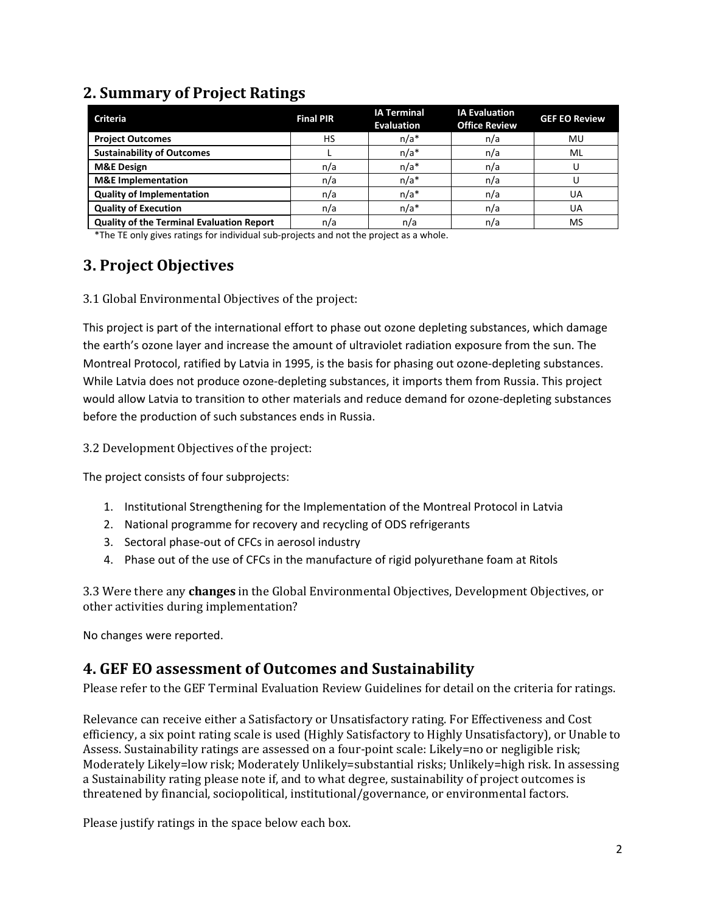## 2. Summary of Project Ratings

| Criteria | Final PIR | IA Terminal Evaluation | IA Evaluation Office Review | GEF EO Review |
|---|---|---|---|---|
| **Project Outcomes** | HS | n/a* | n/a | MU |
| **Sustainability of Outcomes** | L | n/a* | n/a | ML |
| **M&E Design** | n/a | n/a* | n/a | U |
| **M&E Implementation** | n/a | n/a* | n/a | U |
| **Quality of Implementation** | n/a | n/a* | n/a | UA |
| **Quality of Execution** | n/a | n/a* | n/a | UA |
| **Quality of the Terminal Evaluation Report** | n/a | n/a | n/a | MS |

*The TE only gives ratings for individual sub-projects and not the project as a whole.

## 3. Project Objectives

3.1 Global Environmental Objectives of the project:

This project is part of the international effort to phase out ozone depleting substances, which damage the earth's ozone layer and increase the amount of ultraviolet radiation exposure from the sun. The Montreal Protocol, ratified by Latvia in 1995, is the basis for phasing out ozone-depleting substances. While Latvia does not produce ozone-depleting substances, it imports them from Russia. This project would allow Latvia to transition to other materials and reduce demand for ozone-depleting substances before the production of such substances ends in Russia.

3.2 Development Objectives of the project:

The project consists of four subprojects:

1. Institutional Strengthening for the Implementation of the Montreal Protocol in Latvia
2. National programme for recovery and recycling of ODS refrigerants
3. Sectoral phase-out of CFCs in aerosol industry
4. Phase out of the use of CFCs in the manufacture of rigid polyurethane foam at Ritols

3.3 Were there any **changes** in the Global Environmental Objectives, Development Objectives, or other activities during implementation?

No changes were reported.

## 4. GEF EO assessment of Outcomes and Sustainability

Please refer to the GEF Terminal Evaluation Review Guidelines for detail on the criteria for ratings.

Relevance can receive either a Satisfactory or Unsatisfactory rating. For Effectiveness and Cost efficiency, a six point rating scale is used (Highly Satisfactory to Highly Unsatisfactory), or Unable to Assess. Sustainability ratings are assessed on a four-point scale: Likely=no or negligible risk; Moderately Likely=low risk; Moderately Unlikely=substantial risks; Unlikely=high risk. In assessing a Sustainability rating please note if, and to what degree, sustainability of project outcomes is threatened by financial, sociopolitical, institutional/governance, or environmental factors.

Please justify ratings in the space below each box.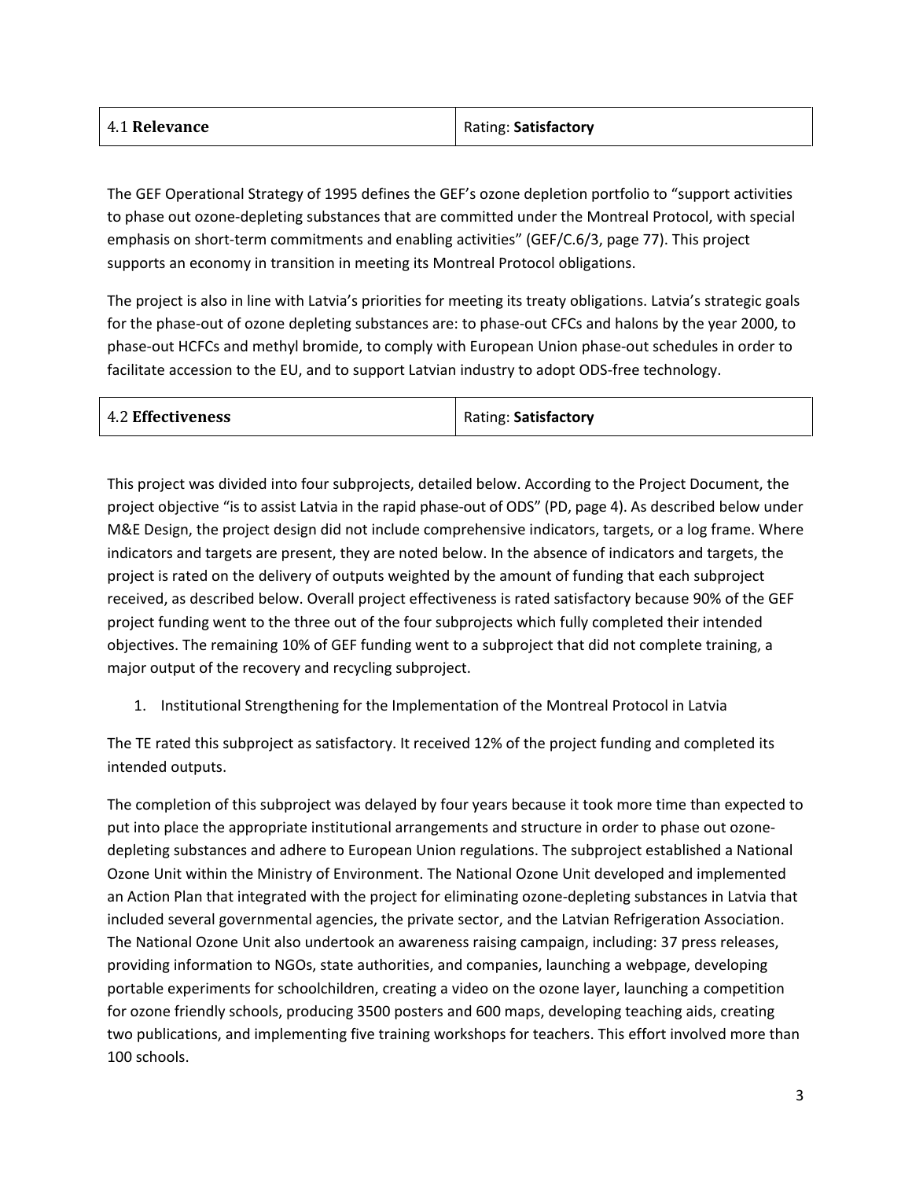| 4.1 **Relevance** | Rating: **Satisfactory** |
|---|---|

The GEF Operational Strategy of 1995 defines the GEF's ozone depletion portfolio to "support activities to phase out ozone-depleting substances that are committed under the Montreal Protocol, with special emphasis on short-term commitments and enabling activities" (GEF/C.6/3, page 77). This project supports an economy in transition in meeting its Montreal Protocol obligations.

The project is also in line with Latvia's priorities for meeting its treaty obligations. Latvia's strategic goals for the phase-out of ozone depleting substances are: to phase-out CFCs and halons by the year 2000, to phase-out HCFCs and methyl bromide, to comply with European Union phase-out schedules in order to facilitate accession to the EU, and to support Latvian industry to adopt ODS-free technology.

| 4.2 **Effectiveness** | Rating: **Satisfactory** |
|---|---|

This project was divided into four subprojects, detailed below. According to the Project Document, the project objective "is to assist Latvia in the rapid phase-out of ODS" (PD, page 4). As described below under M&E Design, the project design did not include comprehensive indicators, targets, or a log frame. Where indicators and targets are present, they are noted below. In the absence of indicators and targets, the project is rated on the delivery of outputs weighted by the amount of funding that each subproject received, as described below. Overall project effectiveness is rated satisfactory because 90% of the GEF project funding went to the three out of the four subprojects which fully completed their intended objectives. The remaining 10% of GEF funding went to a subproject that did not complete training, a major output of the recovery and recycling subproject.

1. Institutional Strengthening for the Implementation of the Montreal Protocol in Latvia

The TE rated this subproject as satisfactory. It received 12% of the project funding and completed its intended outputs.

The completion of this subproject was delayed by four years because it took more time than expected to put into place the appropriate institutional arrangements and structure in order to phase out ozone-depleting substances and adhere to European Union regulations. The subproject established a National Ozone Unit within the Ministry of Environment. The National Ozone Unit developed and implemented an Action Plan that integrated with the project for eliminating ozone-depleting substances in Latvia that included several governmental agencies, the private sector, and the Latvian Refrigeration Association. The National Ozone Unit also undertook an awareness raising campaign, including: 37 press releases, providing information to NGOs, state authorities, and companies, launching a webpage, developing portable experiments for schoolchildren, creating a video on the ozone layer, launching a competition for ozone friendly schools, producing 3500 posters and 600 maps, developing teaching aids, creating two publications, and implementing five training workshops for teachers. This effort involved more than 100 schools.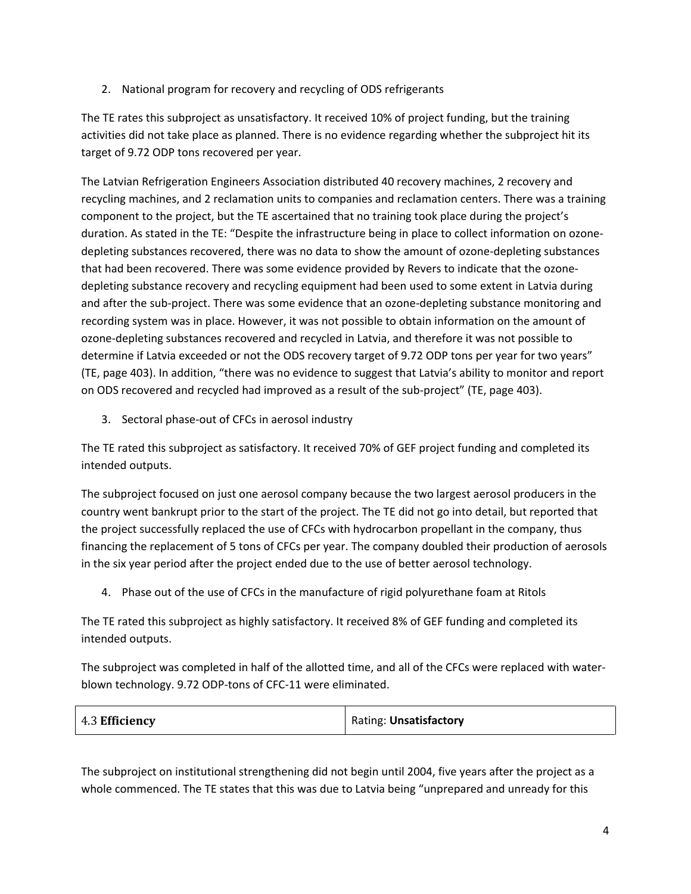2. National program for recovery and recycling of ODS refrigerants

The TE rates this subproject as unsatisfactory. It received 10% of project funding, but the training activities did not take place as planned. There is no evidence regarding whether the subproject hit its target of 9.72 ODP tons recovered per year.

The Latvian Refrigeration Engineers Association distributed 40 recovery machines, 2 recovery and recycling machines, and 2 reclamation units to companies and reclamation centers. There was a training component to the project, but the TE ascertained that no training took place during the project's duration. As stated in the TE: "Despite the infrastructure being in place to collect information on ozone-depleting substances recovered, there was no data to show the amount of ozone-depleting substances that had been recovered. There was some evidence provided by Revers to indicate that the ozone-depleting substance recovery and recycling equipment had been used to some extent in Latvia during and after the sub-project. There was some evidence that an ozone-depleting substance monitoring and recording system was in place. However, it was not possible to obtain information on the amount of ozone-depleting substances recovered and recycled in Latvia, and therefore it was not possible to determine if Latvia exceeded or not the ODS recovery target of 9.72 ODP tons per year for two years" (TE, page 403). In addition, "there was no evidence to suggest that Latvia's ability to monitor and report on ODS recovered and recycled had improved as a result of the sub-project" (TE, page 403).

3. Sectoral phase-out of CFCs in aerosol industry

The TE rated this subproject as satisfactory. It received 70% of GEF project funding and completed its intended outputs.

The subproject focused on just one aerosol company because the two largest aerosol producers in the country went bankrupt prior to the start of the project. The TE did not go into detail, but reported that the project successfully replaced the use of CFCs with hydrocarbon propellant in the company, thus financing the replacement of 5 tons of CFCs per year. The company doubled their production of aerosols in the six year period after the project ended due to the use of better aerosol technology.

4. Phase out of the use of CFCs in the manufacture of rigid polyurethane foam at Ritols

The TE rated this subproject as highly satisfactory. It received 8% of GEF funding and completed its intended outputs.

The subproject was completed in half of the allotted time, and all of the CFCs were replaced with water-blown technology. 9.72 ODP-tons of CFC-11 were eliminated.

| 4.3 **Efficiency** | Rating: **Unsatisfactory** |
|---|---|

The subproject on institutional strengthening did not begin until 2004, five years after the project as a whole commenced. The TE states that this was due to Latvia being "unprepared and unready for this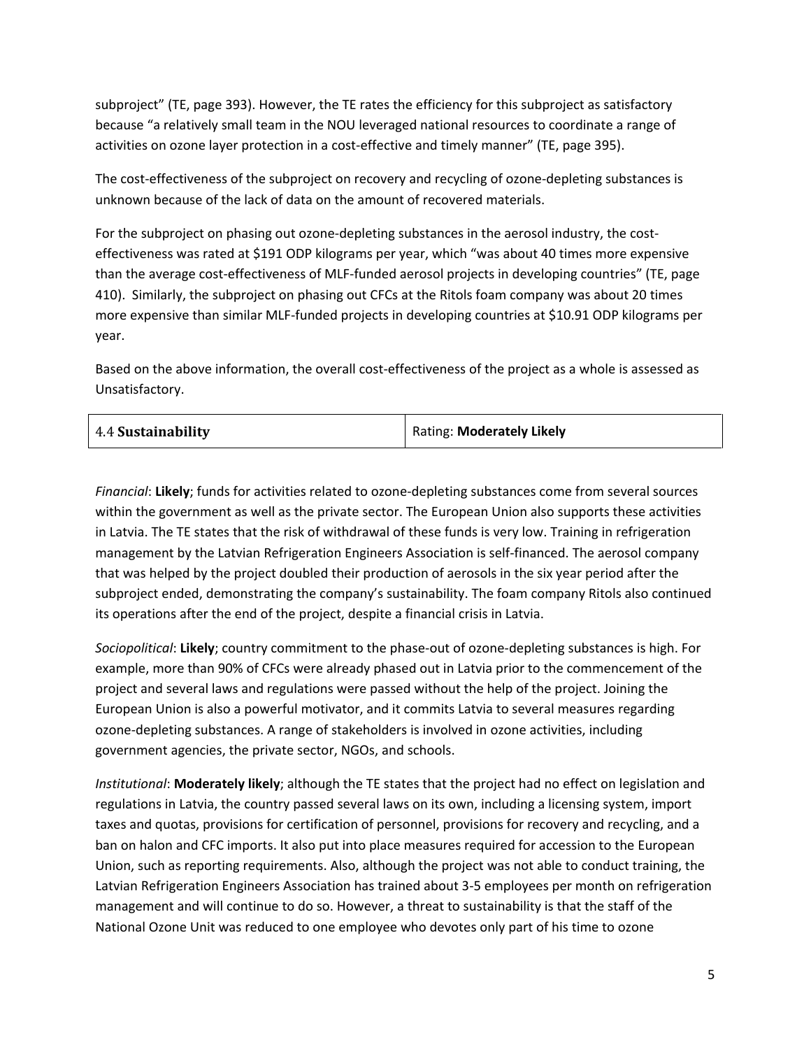subproject" (TE, page 393). However, the TE rates the efficiency for this subproject as satisfactory because "a relatively small team in the NOU leveraged national resources to coordinate a range of activities on ozone layer protection in a cost-effective and timely manner" (TE, page 395).

The cost-effectiveness of the subproject on recovery and recycling of ozone-depleting substances is unknown because of the lack of data on the amount of recovered materials.

For the subproject on phasing out ozone-depleting substances in the aerosol industry, the cost-effectiveness was rated at $191 ODP kilograms per year, which "was about 40 times more expensive than the average cost-effectiveness of MLF-funded aerosol projects in developing countries" (TE, page 410). Similarly, the subproject on phasing out CFCs at the Ritols foam company was about 20 times more expensive than similar MLF-funded projects in developing countries at $10.91 ODP kilograms per year.

Based on the above information, the overall cost-effectiveness of the project as a whole is assessed as Unsatisfactory.

| 4.4 **Sustainability** | Rating: **Moderately Likely** |
|---|---|

*Financial*: **Likely**; funds for activities related to ozone-depleting substances come from several sources within the government as well as the private sector. The European Union also supports these activities in Latvia. The TE states that the risk of withdrawal of these funds is very low. Training in refrigeration management by the Latvian Refrigeration Engineers Association is self-financed. The aerosol company that was helped by the project doubled their production of aerosols in the six year period after the subproject ended, demonstrating the company's sustainability. The foam company Ritols also continued its operations after the end of the project, despite a financial crisis in Latvia.

*Sociopolitical*: **Likely**; country commitment to the phase-out of ozone-depleting substances is high. For example, more than 90% of CFCs were already phased out in Latvia prior to the commencement of the project and several laws and regulations were passed without the help of the project. Joining the European Union is also a powerful motivator, and it commits Latvia to several measures regarding ozone-depleting substances. A range of stakeholders is involved in ozone activities, including government agencies, the private sector, NGOs, and schools.

*Institutional*: **Moderately likely**; although the TE states that the project had no effect on legislation and regulations in Latvia, the country passed several laws on its own, including a licensing system, import taxes and quotas, provisions for certification of personnel, provisions for recovery and recycling, and a ban on halon and CFC imports. It also put into place measures required for accession to the European Union, such as reporting requirements. Also, although the project was not able to conduct training, the Latvian Refrigeration Engineers Association has trained about 3-5 employees per month on refrigeration management and will continue to do so. However, a threat to sustainability is that the staff of the National Ozone Unit was reduced to one employee who devotes only part of his time to ozone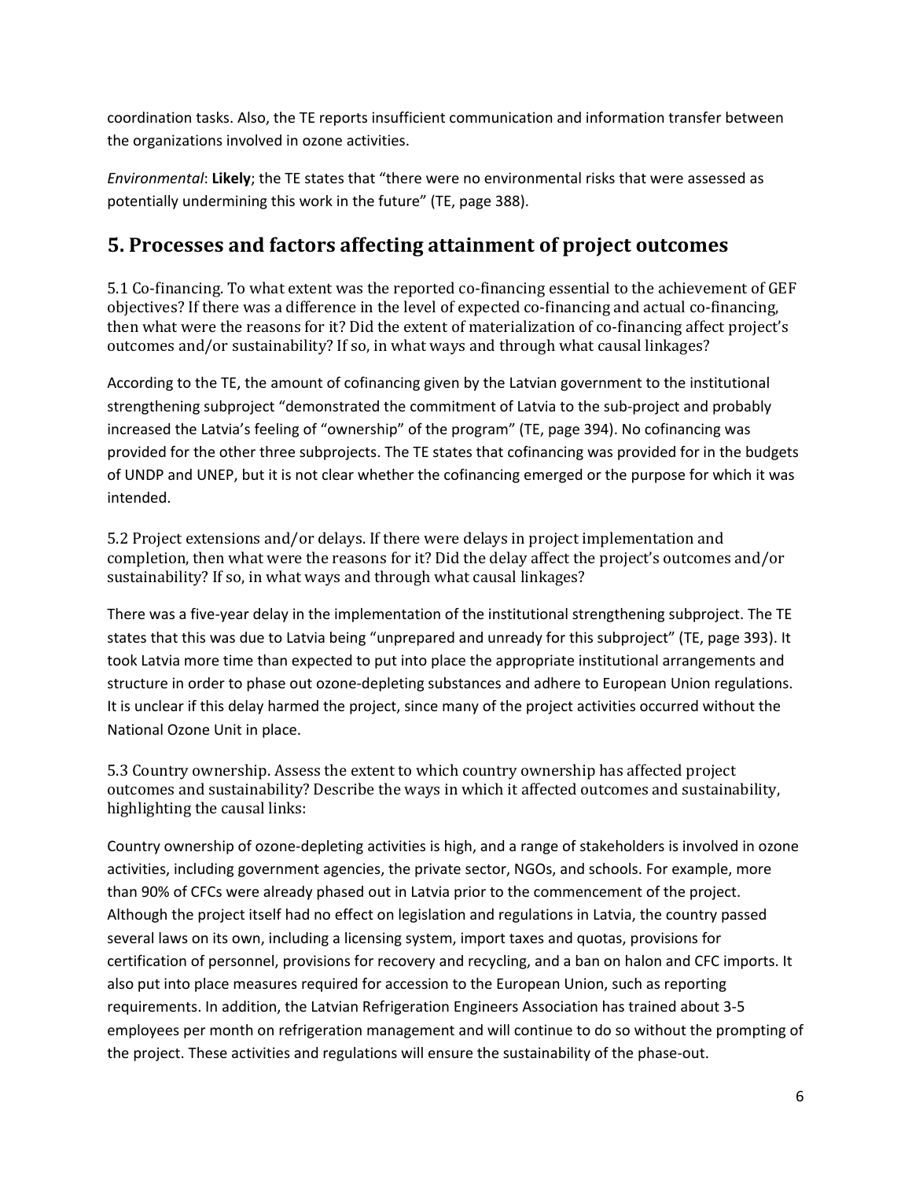coordination tasks. Also, the TE reports insufficient communication and information transfer between the organizations involved in ozone activities.

*Environmental*: **Likely**; the TE states that "there were no environmental risks that were assessed as potentially undermining this work in the future" (TE, page 388).

## 5. Processes and factors affecting attainment of project outcomes

5.1 Co-financing. To what extent was the reported co-financing essential to the achievement of GEF objectives? If there was a difference in the level of expected co-financing and actual co-financing, then what were the reasons for it? Did the extent of materialization of co-financing affect project's outcomes and/or sustainability? If so, in what ways and through what causal linkages?

According to the TE, the amount of cofinancing given by the Latvian government to the institutional strengthening subproject "demonstrated the commitment of Latvia to the sub-project and probably increased the Latvia's feeling of "ownership" of the program" (TE, page 394). No cofinancing was provided for the other three subprojects. The TE states that cofinancing was provided for in the budgets of UNDP and UNEP, but it is not clear whether the cofinancing emerged or the purpose for which it was intended.

5.2 Project extensions and/or delays. If there were delays in project implementation and completion, then what were the reasons for it? Did the delay affect the project's outcomes and/or sustainability? If so, in what ways and through what causal linkages?

There was a five-year delay in the implementation of the institutional strengthening subproject. The TE states that this was due to Latvia being "unprepared and unready for this subproject" (TE, page 393). It took Latvia more time than expected to put into place the appropriate institutional arrangements and structure in order to phase out ozone-depleting substances and adhere to European Union regulations. It is unclear if this delay harmed the project, since many of the project activities occurred without the National Ozone Unit in place.

5.3 Country ownership. Assess the extent to which country ownership has affected project outcomes and sustainability? Describe the ways in which it affected outcomes and sustainability, highlighting the causal links:

Country ownership of ozone-depleting activities is high, and a range of stakeholders is involved in ozone activities, including government agencies, the private sector, NGOs, and schools. For example, more than 90% of CFCs were already phased out in Latvia prior to the commencement of the project. Although the project itself had no effect on legislation and regulations in Latvia, the country passed several laws on its own, including a licensing system, import taxes and quotas, provisions for certification of personnel, provisions for recovery and recycling, and a ban on halon and CFC imports. It also put into place measures required for accession to the European Union, such as reporting requirements. In addition, the Latvian Refrigeration Engineers Association has trained about 3-5 employees per month on refrigeration management and will continue to do so without the prompting of the project. These activities and regulations will ensure the sustainability of the phase-out.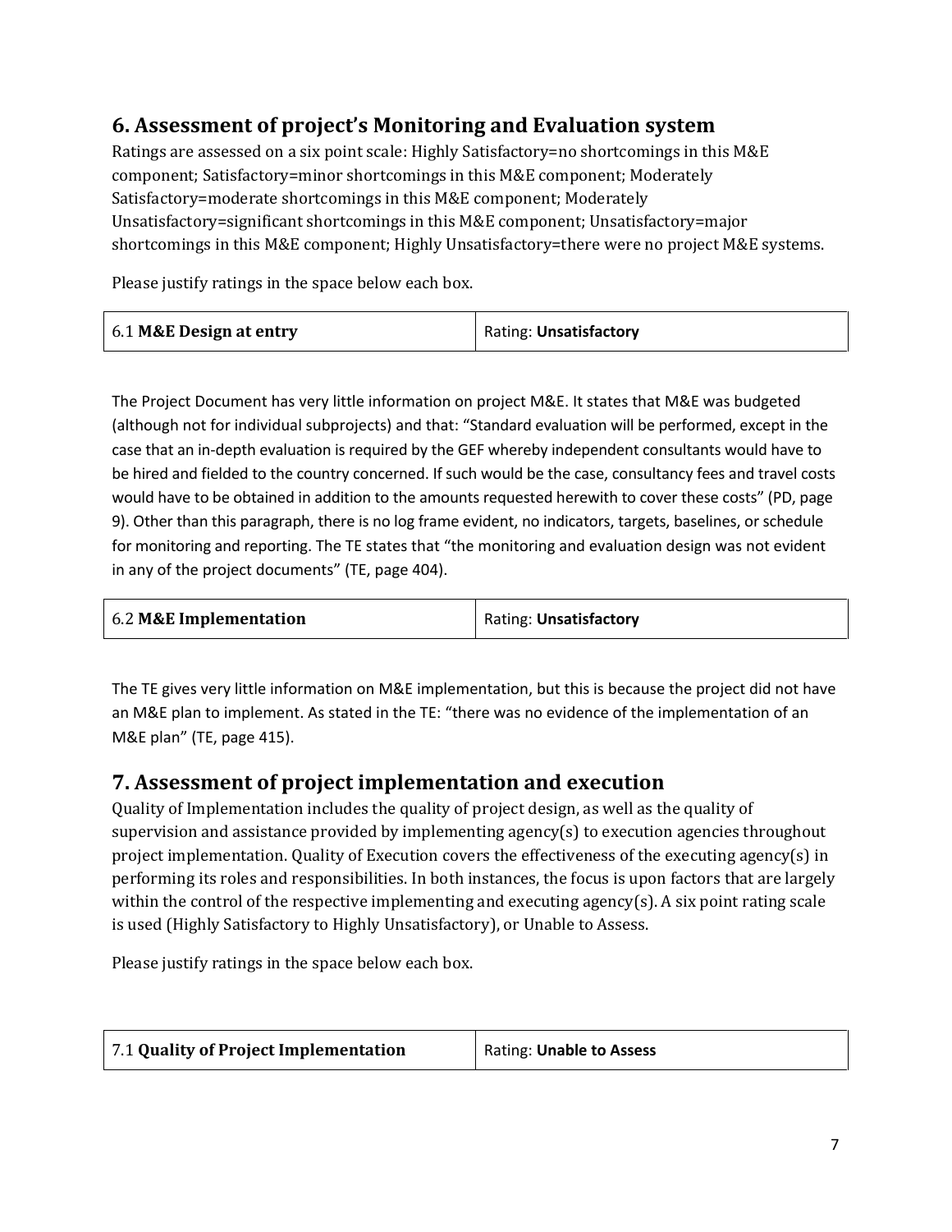## 6. Assessment of project's Monitoring and Evaluation system

Ratings are assessed on a six point scale: Highly Satisfactory=no shortcomings in this M&E component; Satisfactory=minor shortcomings in this M&E component; Moderately Satisfactory=moderate shortcomings in this M&E component; Moderately Unsatisfactory=significant shortcomings in this M&E component; Unsatisfactory=major shortcomings in this M&E component; Highly Unsatisfactory=there were no project M&E systems.

Please justify ratings in the space below each box.

| 6.1 **M&E Design at entry** | Rating: **Unsatisfactory** |
|---|---|

The Project Document has very little information on project M&E. It states that M&E was budgeted (although not for individual subprojects) and that: "Standard evaluation will be performed, except in the case that an in-depth evaluation is required by the GEF whereby independent consultants would have to be hired and fielded to the country concerned. If such would be the case, consultancy fees and travel costs would have to be obtained in addition to the amounts requested herewith to cover these costs" (PD, page 9). Other than this paragraph, there is no log frame evident, no indicators, targets, baselines, or schedule for monitoring and reporting. The TE states that "the monitoring and evaluation design was not evident in any of the project documents" (TE, page 404).

| 6.2 **M&E Implementation** | Rating: **Unsatisfactory** |
|---|---|

The TE gives very little information on M&E implementation, but this is because the project did not have an M&E plan to implement. As stated in the TE: "there was no evidence of the implementation of an M&E plan" (TE, page 415).

## 7. Assessment of project implementation and execution

Quality of Implementation includes the quality of project design, as well as the quality of supervision and assistance provided by implementing agency(s) to execution agencies throughout project implementation. Quality of Execution covers the effectiveness of the executing agency(s) in performing its roles and responsibilities. In both instances, the focus is upon factors that are largely within the control of the respective implementing and executing agency(s). A six point rating scale is used (Highly Satisfactory to Highly Unsatisfactory), or Unable to Assess.

Please justify ratings in the space below each box.

| 7.1 **Quality of Project Implementation** | Rating: **Unable to Assess** |
|---|---|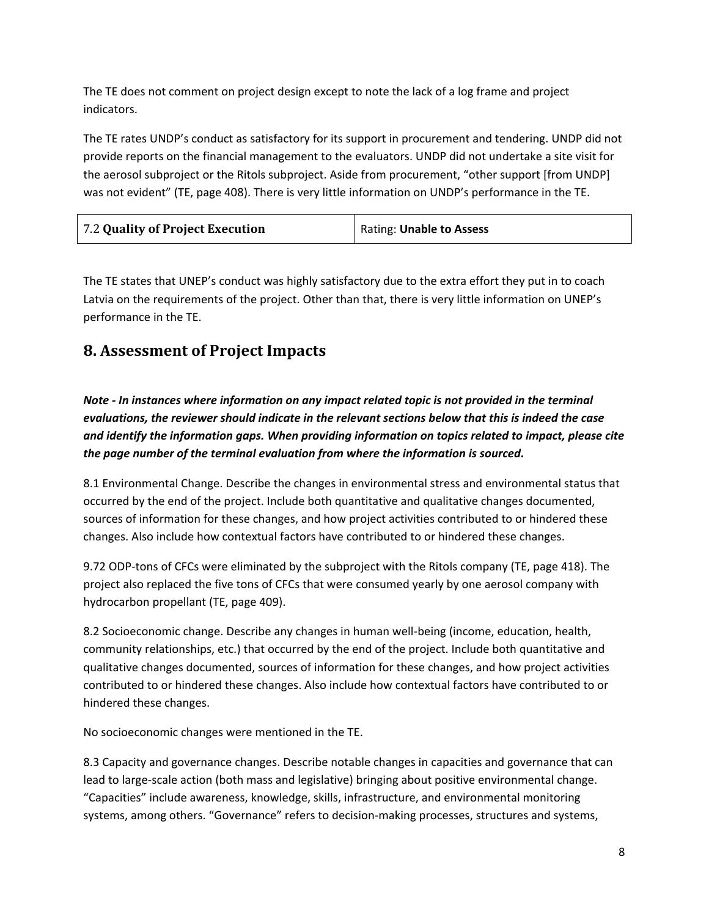The TE does not comment on project design except to note the lack of a log frame and project indicators.

The TE rates UNDP's conduct as satisfactory for its support in procurement and tendering. UNDP did not provide reports on the financial management to the evaluators. UNDP did not undertake a site visit for the aerosol subproject or the Ritols subproject. Aside from procurement, "other support [from UNDP] was not evident" (TE, page 408). There is very little information on UNDP's performance in the TE.

| 7.2 **Quality of Project Execution** | Rating: **Unable to Assess** |
|---|---|

The TE states that UNEP's conduct was highly satisfactory due to the extra effort they put in to coach Latvia on the requirements of the project. Other than that, there is very little information on UNEP's performance in the TE.

## 8. Assessment of Project Impacts

***Note - In instances where information on any impact related topic is not provided in the terminal evaluations, the reviewer should indicate in the relevant sections below that this is indeed the case and identify the information gaps. When providing information on topics related to impact, please cite the page number of the terminal evaluation from where the information is sourced.***

8.1 Environmental Change. Describe the changes in environmental stress and environmental status that occurred by the end of the project. Include both quantitative and qualitative changes documented, sources of information for these changes, and how project activities contributed to or hindered these changes. Also include how contextual factors have contributed to or hindered these changes.

9.72 ODP-tons of CFCs were eliminated by the subproject with the Ritols company (TE, page 418). The project also replaced the five tons of CFCs that were consumed yearly by one aerosol company with hydrocarbon propellant (TE, page 409).

8.2 Socioeconomic change. Describe any changes in human well-being (income, education, health, community relationships, etc.) that occurred by the end of the project. Include both quantitative and qualitative changes documented, sources of information for these changes, and how project activities contributed to or hindered these changes. Also include how contextual factors have contributed to or hindered these changes.

No socioeconomic changes were mentioned in the TE.

8.3 Capacity and governance changes. Describe notable changes in capacities and governance that can lead to large-scale action (both mass and legislative) bringing about positive environmental change. "Capacities" include awareness, knowledge, skills, infrastructure, and environmental monitoring systems, among others. "Governance" refers to decision-making processes, structures and systems,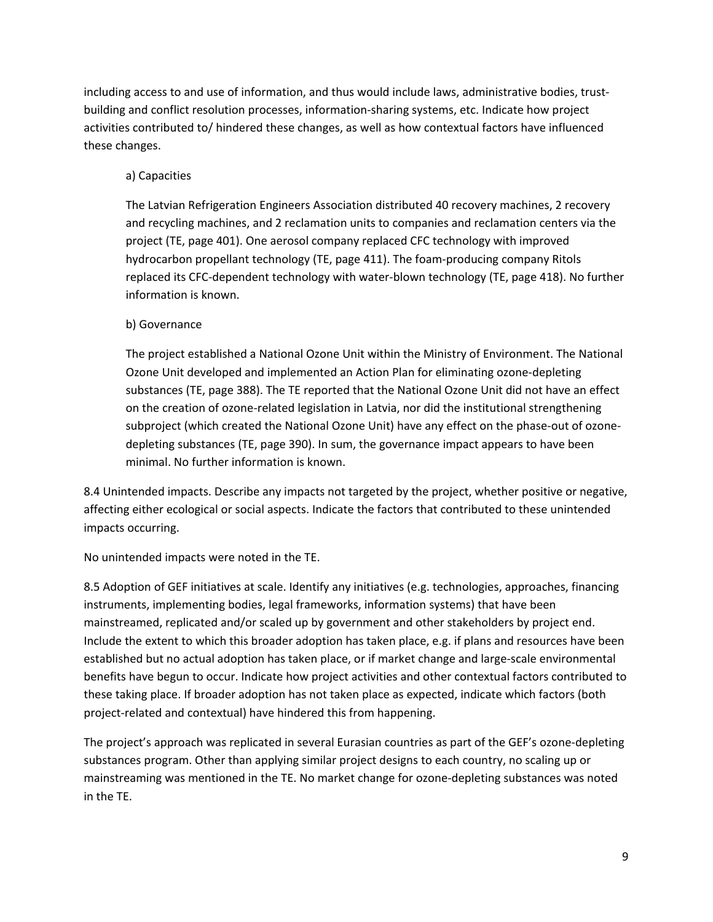including access to and use of information, and thus would include laws, administrative bodies, trust-building and conflict resolution processes, information-sharing systems, etc. Indicate how project activities contributed to/ hindered these changes, as well as how contextual factors have influenced these changes.

a) Capacities

The Latvian Refrigeration Engineers Association distributed 40 recovery machines, 2 recovery and recycling machines, and 2 reclamation units to companies and reclamation centers via the project (TE, page 401). One aerosol company replaced CFC technology with improved hydrocarbon propellant technology (TE, page 411). The foam-producing company Ritols replaced its CFC-dependent technology with water-blown technology (TE, page 418). No further information is known.

b) Governance

The project established a National Ozone Unit within the Ministry of Environment. The National Ozone Unit developed and implemented an Action Plan for eliminating ozone-depleting substances (TE, page 388). The TE reported that the National Ozone Unit did not have an effect on the creation of ozone-related legislation in Latvia, nor did the institutional strengthening subproject (which created the National Ozone Unit) have any effect on the phase-out of ozone-depleting substances (TE, page 390). In sum, the governance impact appears to have been minimal. No further information is known.

8.4 Unintended impacts. Describe any impacts not targeted by the project, whether positive or negative, affecting either ecological or social aspects. Indicate the factors that contributed to these unintended impacts occurring.

No unintended impacts were noted in the TE.

8.5 Adoption of GEF initiatives at scale. Identify any initiatives (e.g. technologies, approaches, financing instruments, implementing bodies, legal frameworks, information systems) that have been mainstreamed, replicated and/or scaled up by government and other stakeholders by project end. Include the extent to which this broader adoption has taken place, e.g. if plans and resources have been established but no actual adoption has taken place, or if market change and large-scale environmental benefits have begun to occur. Indicate how project activities and other contextual factors contributed to these taking place. If broader adoption has not taken place as expected, indicate which factors (both project-related and contextual) have hindered this from happening.

The project's approach was replicated in several Eurasian countries as part of the GEF's ozone-depleting substances program. Other than applying similar project designs to each country, no scaling up or mainstreaming was mentioned in the TE. No market change for ozone-depleting substances was noted in the TE.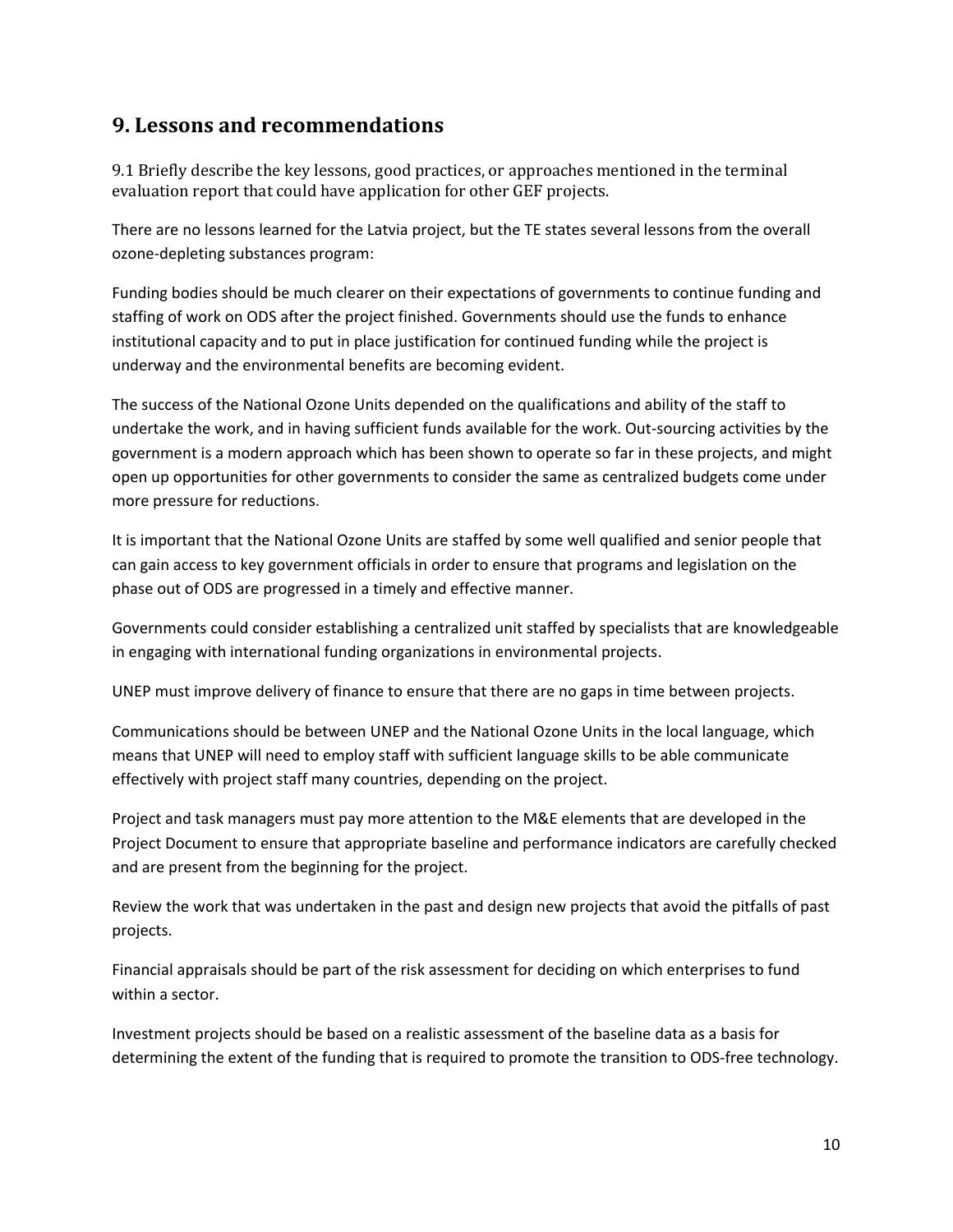## 9. Lessons and recommendations

9.1 Briefly describe the key lessons, good practices, or approaches mentioned in the terminal evaluation report that could have application for other GEF projects.

There are no lessons learned for the Latvia project, but the TE states several lessons from the overall ozone-depleting substances program:

Funding bodies should be much clearer on their expectations of governments to continue funding and staffing of work on ODS after the project finished. Governments should use the funds to enhance institutional capacity and to put in place justification for continued funding while the project is underway and the environmental benefits are becoming evident.

The success of the National Ozone Units depended on the qualifications and ability of the staff to undertake the work, and in having sufficient funds available for the work. Out-sourcing activities by the government is a modern approach which has been shown to operate so far in these projects, and might open up opportunities for other governments to consider the same as centralized budgets come under more pressure for reductions.

It is important that the National Ozone Units are staffed by some well qualified and senior people that can gain access to key government officials in order to ensure that programs and legislation on the phase out of ODS are progressed in a timely and effective manner.

Governments could consider establishing a centralized unit staffed by specialists that are knowledgeable in engaging with international funding organizations in environmental projects.

UNEP must improve delivery of finance to ensure that there are no gaps in time between projects.

Communications should be between UNEP and the National Ozone Units in the local language, which means that UNEP will need to employ staff with sufficient language skills to be able communicate effectively with project staff many countries, depending on the project.

Project and task managers must pay more attention to the M&E elements that are developed in the Project Document to ensure that appropriate baseline and performance indicators are carefully checked and are present from the beginning for the project.

Review the work that was undertaken in the past and design new projects that avoid the pitfalls of past projects.

Financial appraisals should be part of the risk assessment for deciding on which enterprises to fund within a sector.

Investment projects should be based on a realistic assessment of the baseline data as a basis for determining the extent of the funding that is required to promote the transition to ODS-free technology.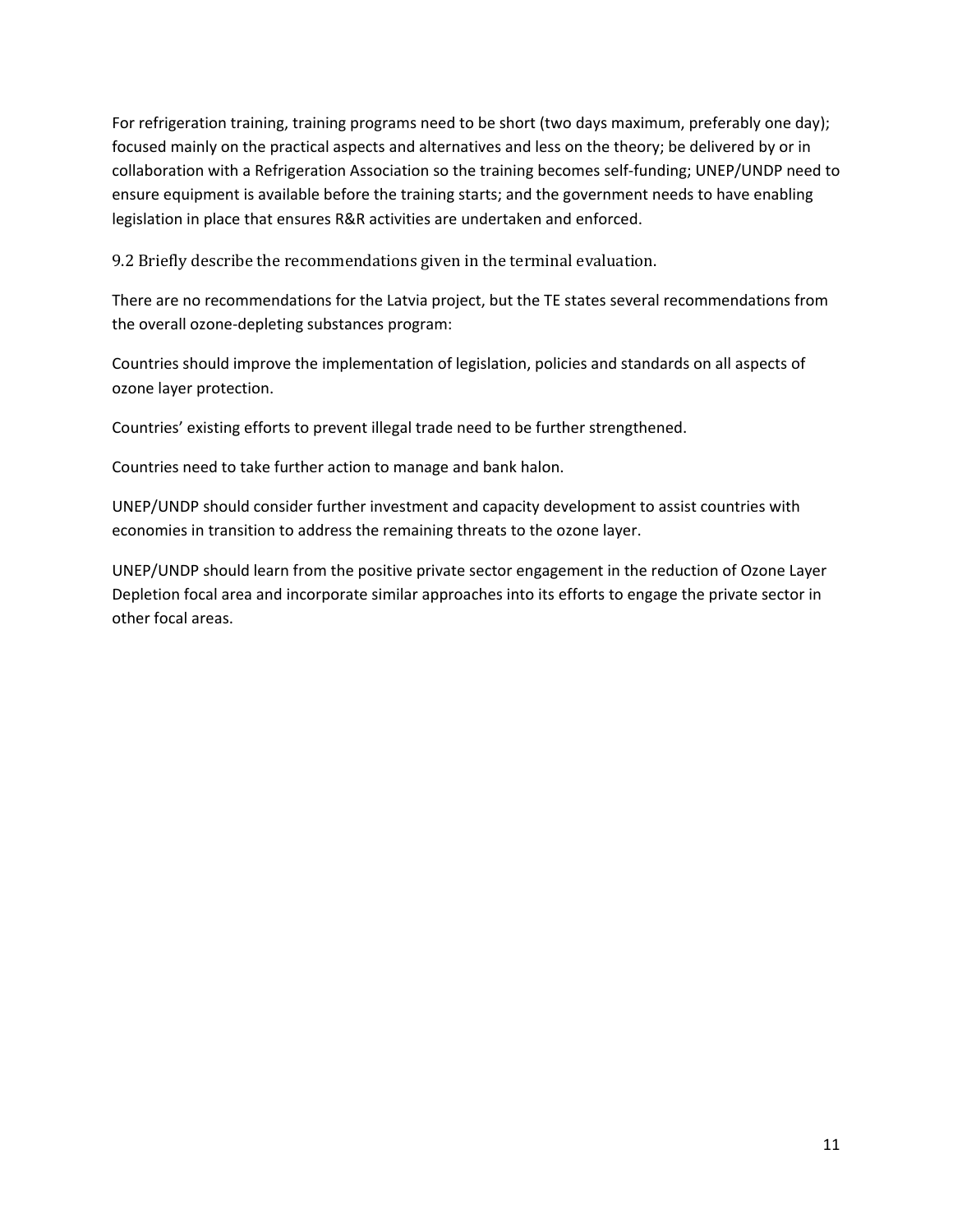For refrigeration training, training programs need to be short (two days maximum, preferably one day); focused mainly on the practical aspects and alternatives and less on the theory; be delivered by or in collaboration with a Refrigeration Association so the training becomes self-funding; UNEP/UNDP need to ensure equipment is available before the training starts; and the government needs to have enabling legislation in place that ensures R&R activities are undertaken and enforced.

### 9.2 Briefly describe the recommendations given in the terminal evaluation.

There are no recommendations for the Latvia project, but the TE states several recommendations from the overall ozone-depleting substances program:

Countries should improve the implementation of legislation, policies and standards on all aspects of ozone layer protection.

Countries' existing efforts to prevent illegal trade need to be further strengthened.

Countries need to take further action to manage and bank halon.

UNEP/UNDP should consider further investment and capacity development to assist countries with economies in transition to address the remaining threats to the ozone layer.

UNEP/UNDP should learn from the positive private sector engagement in the reduction of Ozone Layer Depletion focal area and incorporate similar approaches into its efforts to engage the private sector in other focal areas.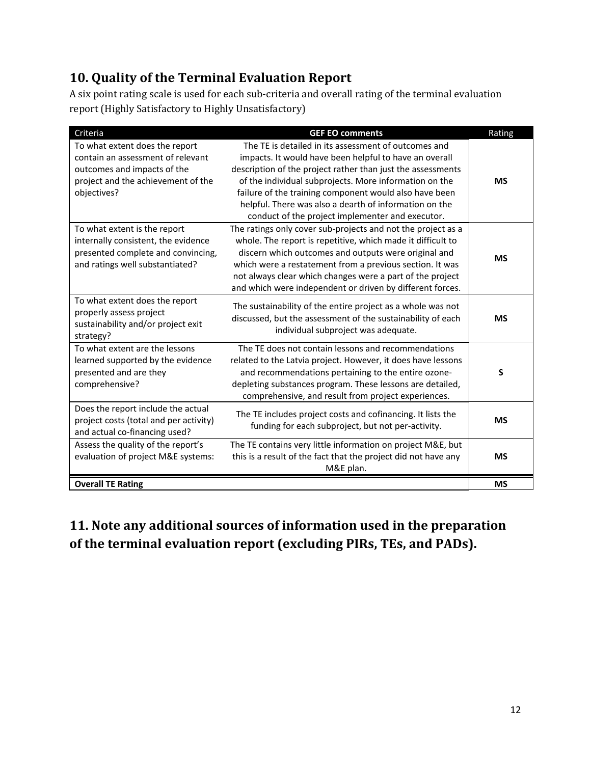## 10. Quality of the Terminal Evaluation Report

A six point rating scale is used for each sub-criteria and overall rating of the terminal evaluation report (Highly Satisfactory to Highly Unsatisfactory)

| Criteria | GEF EO comments | Rating |
|---|---|---|
| To what extent does the report contain an assessment of relevant outcomes and impacts of the project and the achievement of the objectives? | The TE is detailed in its assessment of outcomes and impacts. It would have been helpful to have an overall description of the project rather than just the assessments of the individual subprojects. More information on the failure of the training component would also have been helpful. There was also a dearth of information on the conduct of the project implementer and executor. | **MS** |
| To what extent is the report internally consistent, the evidence presented complete and convincing, and ratings well substantiated? | The ratings only cover sub-projects and not the project as a whole. The report is repetitive, which made it difficult to discern which outcomes and outputs were original and which were a restatement from a previous section. It was not always clear which changes were a part of the project and which were independent or driven by different forces. | **MS** |
| To what extent does the report properly assess project sustainability and/or project exit strategy? | The sustainability of the entire project as a whole was not discussed, but the assessment of the sustainability of each individual subproject was adequate. | **MS** |
| To what extent are the lessons learned supported by the evidence presented and are they comprehensive? | The TE does not contain lessons and recommendations related to the Latvia project. However, it does have lessons and recommendations pertaining to the entire ozone-depleting substances program. These lessons are detailed, comprehensive, and result from project experiences. | **S** |
| Does the report include the actual project costs (total and per activity) and actual co-financing used? | The TE includes project costs and cofinancing. It lists the funding for each subproject, but not per-activity. | **MS** |
| Assess the quality of the report's evaluation of project M&E systems: | The TE contains very little information on project M&E, but this is a result of the fact that the project did not have any M&E plan. | **MS** |
| **Overall TE Rating** | | **MS** |

## 11. Note any additional sources of information used in the preparation of the terminal evaluation report (excluding PIRs, TEs, and PADs).